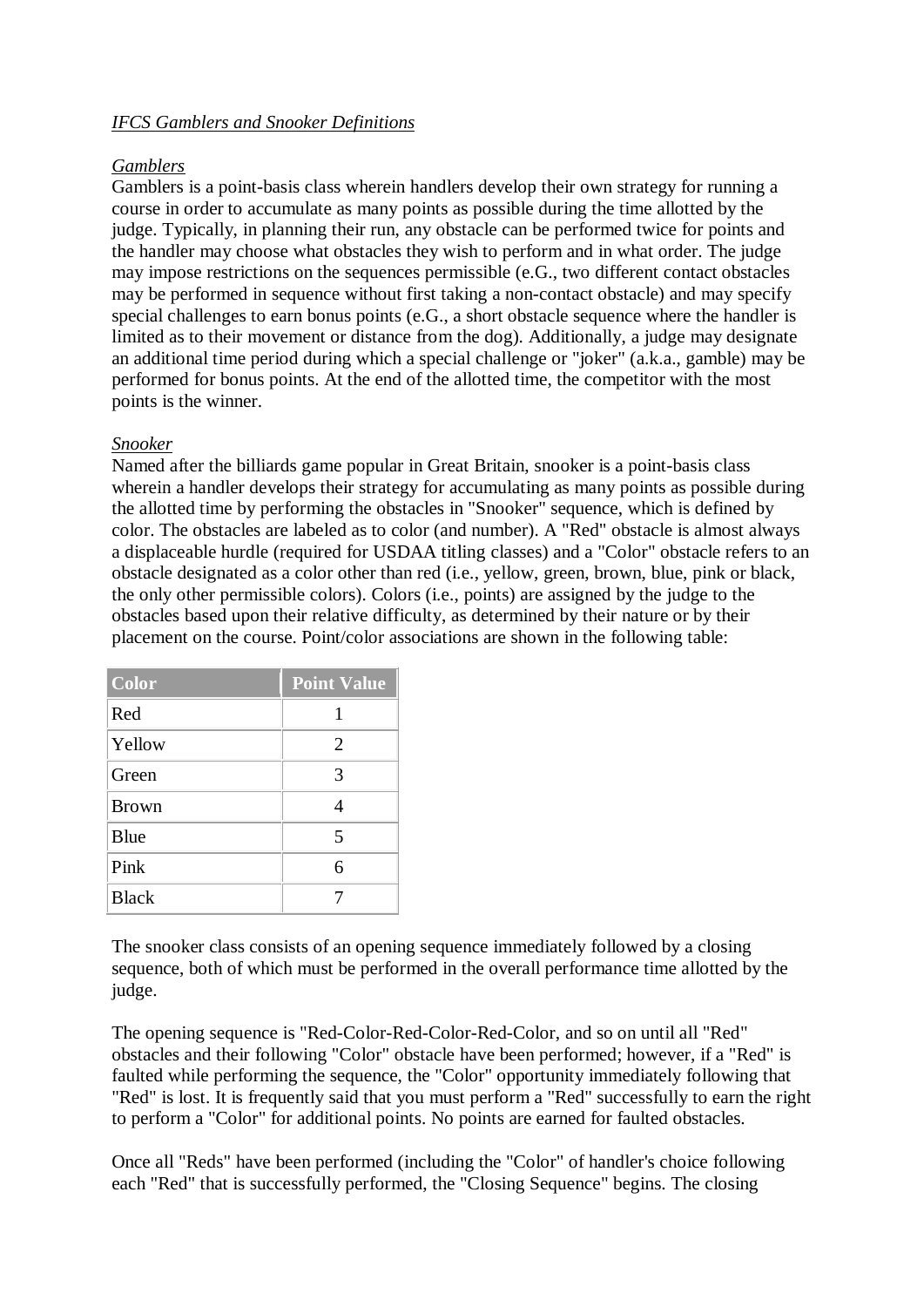*IFCS Gamblers and Snooker Definitions*

*Gamblers*

Gamblers is a point-basis class wherein handlers develop their own strategy for running a course in order to accumulate as many points as possible during the time allotted by the judge. Typically, in planning their run, any obstacle can be performed twice for points and the handler may choose what obstacles they wish to perform and in what order. The judge may impose restrictions on the sequences permissible (e.G., two different contact obstacles may be performed in sequence without first taking a non-contact obstacle) and may specify special challenges to earn bonus points (e.G., a short obstacle sequence where the handler is limited as to their movement or distance from the dog). Additionally, a judge may designate an additional time period during which a special challenge or "joker" (a.k.a., gamble) may be performed for bonus points. At the end of the allotted time, the competitor with the most points is the winner.

*Snooker*

Named after the billiards game popular in Great Britain, snooker is a point-basis class wherein a handler develops their strategy for accumulating as many points as possible during the allotted time by performing the obstacles in "Snooker" sequence, which is defined by color. The obstacles are labeled as to color (and number). A "Red" obstacle is almost always a displaceable hurdle (required for USDAA titling classes) and a "Color" obstacle refers to an obstacle designated as a color other than red (i.e., yellow, green, brown, blue, pink or black, the only other permissible colors). Colors (i.e., points) are assigned by the judge to the obstacles based upon their relative difficulty, as determined by their nature or by their placement on the course. Point/color associations are shown in the following table:

| Color | Point Value |
|---|---|
| Red | 1 |
| Yellow | 2 |
| Green | 3 |
| Brown | 4 |
| Blue | 5 |
| Pink | 6 |
| Black | 7 |

The snooker class consists of an opening sequence immediately followed by a closing sequence, both of which must be performed in the overall performance time allotted by the judge.

The opening sequence is "Red-Color-Red-Color-Red-Color, and so on until all "Red" obstacles and their following "Color" obstacle have been performed; however, if a "Red" is faulted while performing the sequence, the "Color" opportunity immediately following that "Red" is lost. It is frequently said that you must perform a "Red" successfully to earn the right to perform a "Color" for additional points. No points are earned for faulted obstacles.

Once all "Reds" have been performed (including the "Color" of handler's choice following each "Red" that is successfully performed, the "Closing Sequence" begins. The closing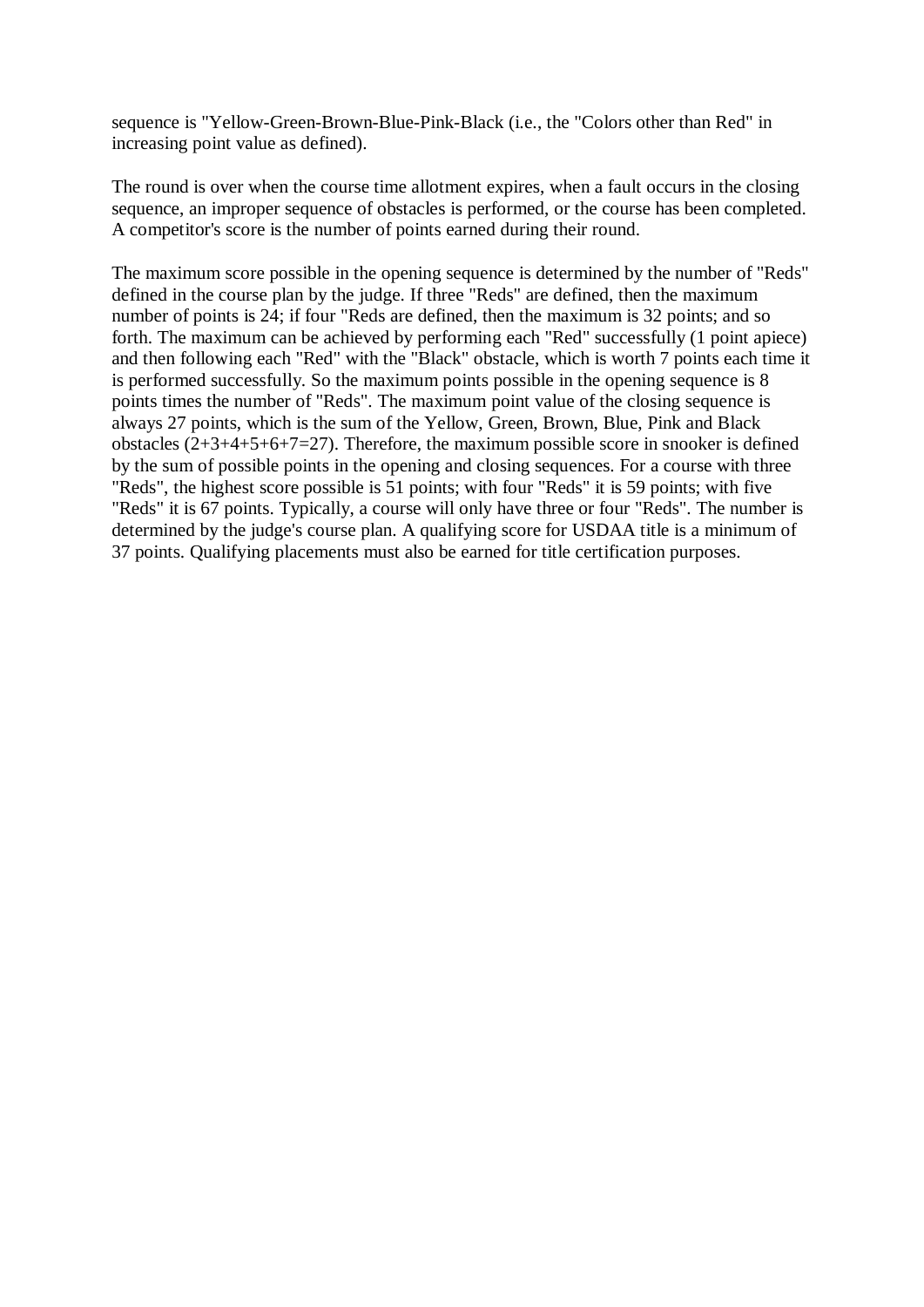sequence is "Yellow-Green-Brown-Blue-Pink-Black (i.e., the "Colors other than Red" in increasing point value as defined).

The round is over when the course time allotment expires, when a fault occurs in the closing sequence, an improper sequence of obstacles is performed, or the course has been completed. A competitor's score is the number of points earned during their round.

The maximum score possible in the opening sequence is determined by the number of "Reds" defined in the course plan by the judge. If three "Reds" are defined, then the maximum number of points is 24; if four "Reds are defined, then the maximum is 32 points; and so forth. The maximum can be achieved by performing each "Red" successfully (1 point apiece) and then following each "Red" with the "Black" obstacle, which is worth 7 points each time it is performed successfully. So the maximum points possible in the opening sequence is 8 points times the number of "Reds". The maximum point value of the closing sequence is always 27 points, which is the sum of the Yellow, Green, Brown, Blue, Pink and Black obstacles (2+3+4+5+6+7=27). Therefore, the maximum possible score in snooker is defined by the sum of possible points in the opening and closing sequences. For a course with three "Reds", the highest score possible is 51 points; with four "Reds" it is 59 points; with five "Reds" it is 67 points. Typically, a course will only have three or four "Reds". The number is determined by the judge's course plan. A qualifying score for USDAA title is a minimum of 37 points. Qualifying placements must also be earned for title certification purposes.